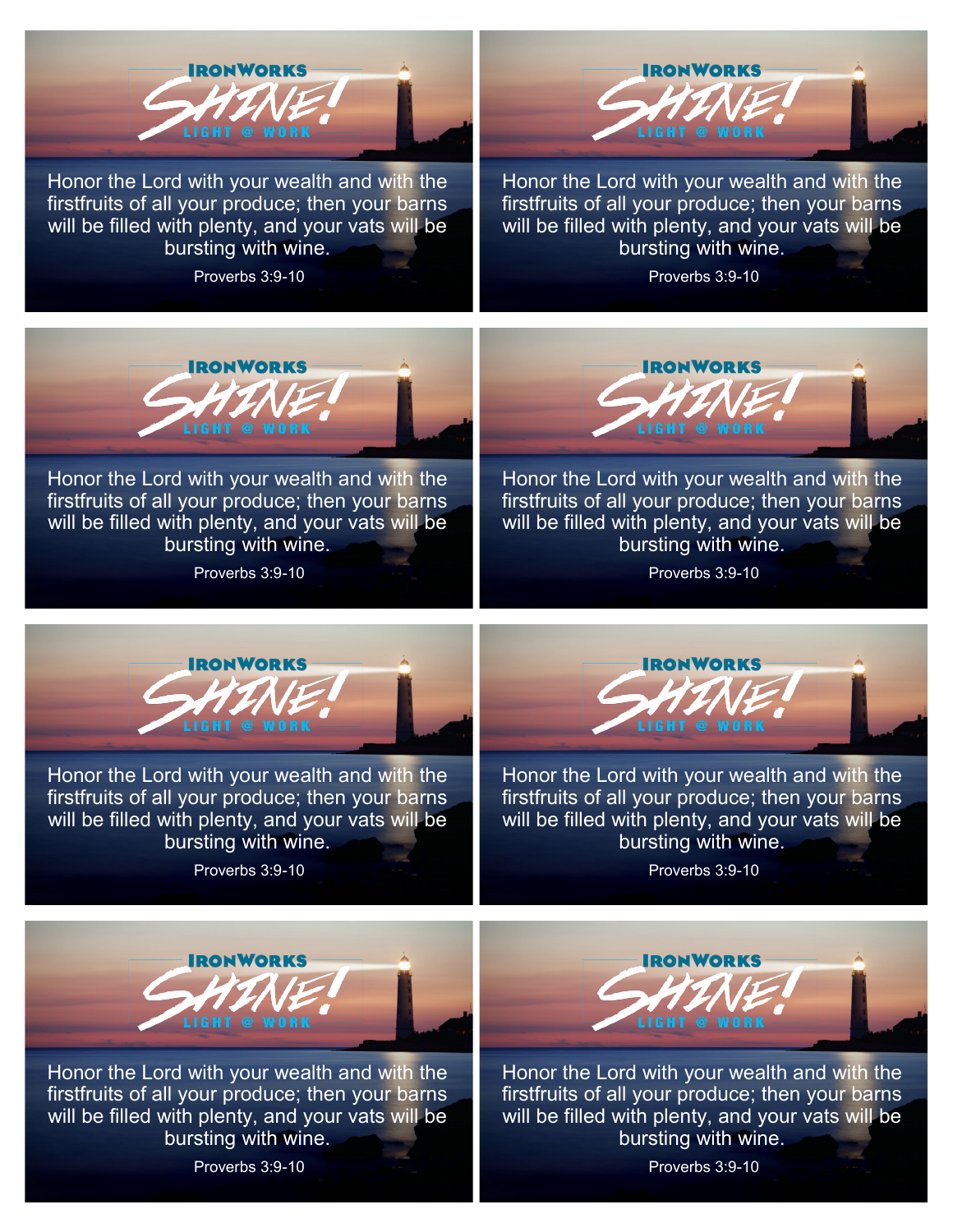IRONWORKS SHINE! LIGHT @ WORK

Honor the Lord with your wealth and with the firstfruits of all your produce; then your barns will be filled with plenty, and your vats will be bursting with wine.

Proverbs 3:9-10

IRONWORKS SHINE! LIGHT @ WORK

Honor the Lord with your wealth and with the firstfruits of all your produce; then your barns will be filled with plenty, and your vats will be bursting with wine.

Proverbs 3:9-10

IRONWORKS SHINE! LIGHT @ WORK

Honor the Lord with your wealth and with the firstfruits of all your produce; then your barns will be filled with plenty, and your vats will be bursting with wine.

Proverbs 3:9-10

IRONWORKS SHINE! LIGHT @ WORK

Honor the Lord with your wealth and with the firstfruits of all your produce; then your barns will be filled with plenty, and your vats will be bursting with wine.

Proverbs 3:9-10

IRONWORKS SHINE! LIGHT @ WORK

Honor the Lord with your wealth and with the firstfruits of all your produce; then your barns will be filled with plenty, and your vats will be bursting with wine.

Proverbs 3:9-10

IRONWORKS SHINE! LIGHT @ WORK

Honor the Lord with your wealth and with the firstfruits of all your produce; then your barns will be filled with plenty, and your vats will be bursting with wine.

Proverbs 3:9-10

IRONWORKS SHINE! LIGHT @ WORK

Honor the Lord with your wealth and with the firstfruits of all your produce; then your barns will be filled with plenty, and your vats will be bursting with wine.

Proverbs 3:9-10

IRONWORKS SHINE! LIGHT @ WORK

Honor the Lord with your wealth and with the firstfruits of all your produce; then your barns will be filled with plenty, and your vats will be bursting with wine.

Proverbs 3:9-10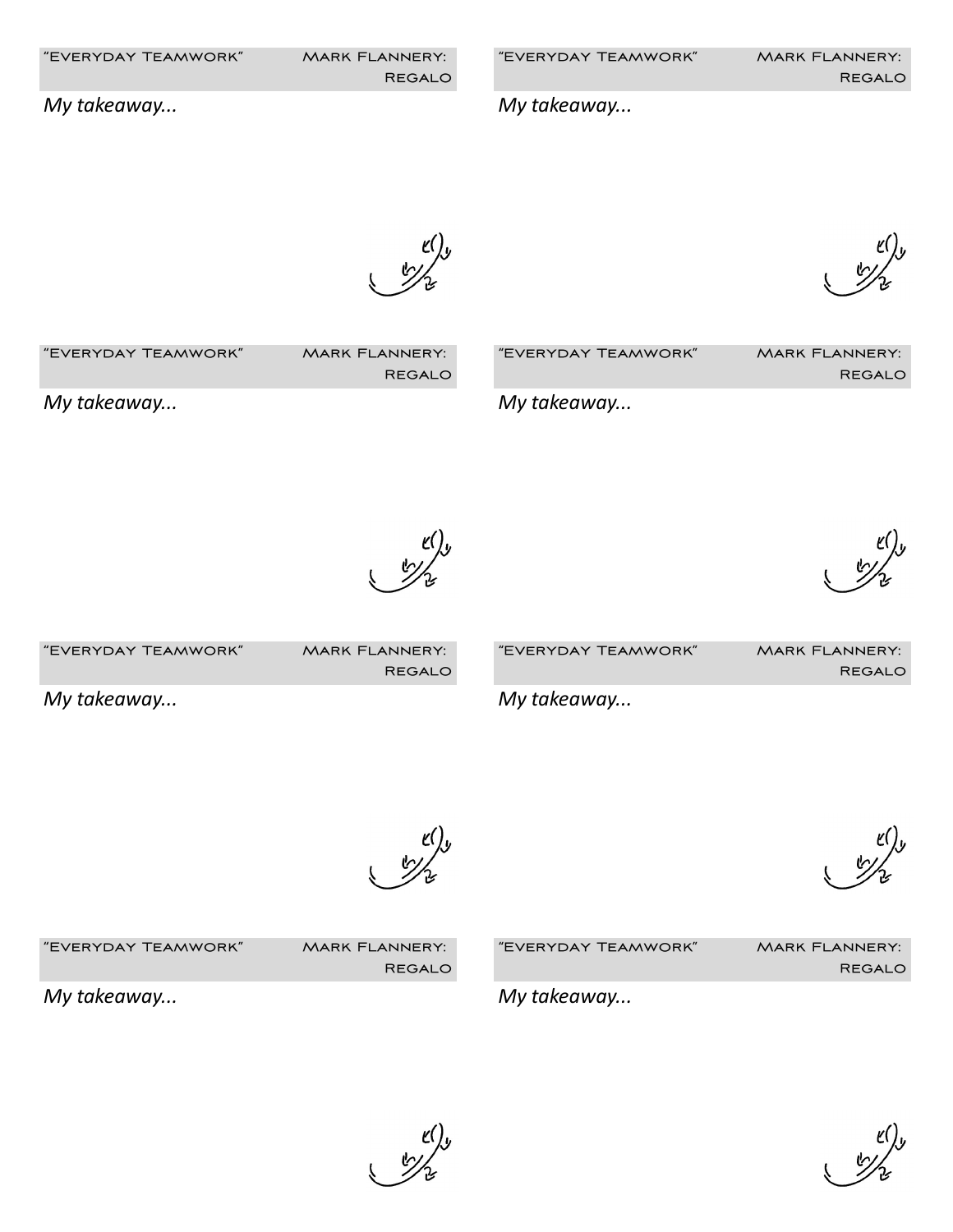"Everyday Teamwork" Mark Flannery: Regalo

*My takeaway...*

"Everyday Teamwork" Mark Flannery: Regalo

*My takeaway...*

"Everyday Teamwork" Mark Flannery: Regalo

*My takeaway...*

"Everyday Teamwork" Mark Flannery: Regalo

*My takeaway...*

"Everyday Teamwork" Mark Flannery: Regalo

*My takeaway...*

"Everyday Teamwork" Mark Flannery: Regalo

*My takeaway...*

"Everyday Teamwork" Mark Flannery: Regalo

*My takeaway...*

"Everyday Teamwork" Mark Flannery: Regalo

*My takeaway...*